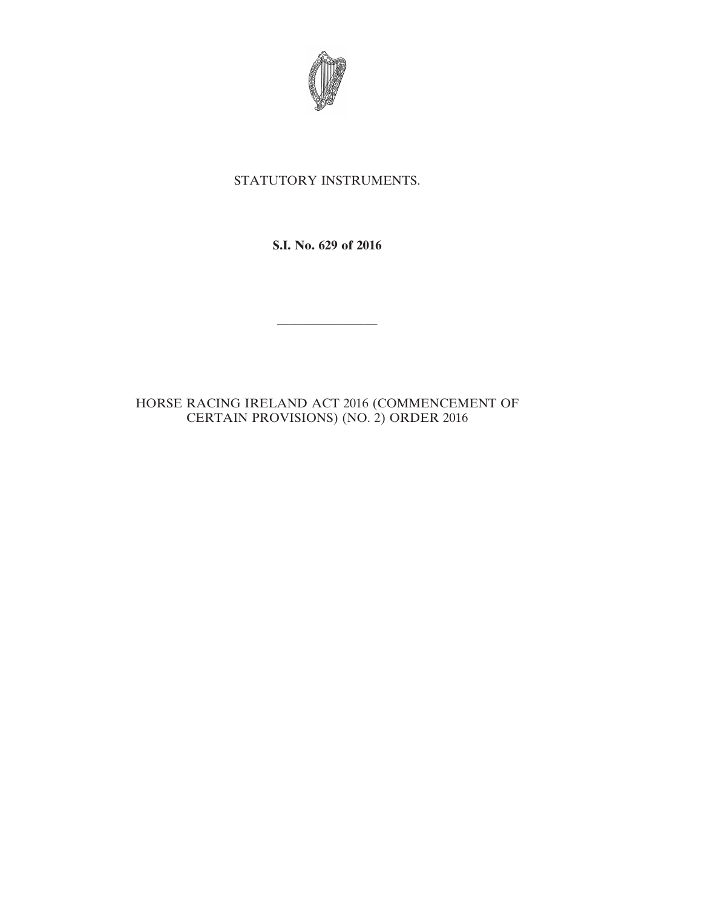STATUTORY INSTRUMENTS.

**S.I. No. 629 of 2016**

---

HORSE RACING IRELAND ACT 2016 (COMMENCEMENT OF CERTAIN PROVISIONS) (NO. 2) ORDER 2016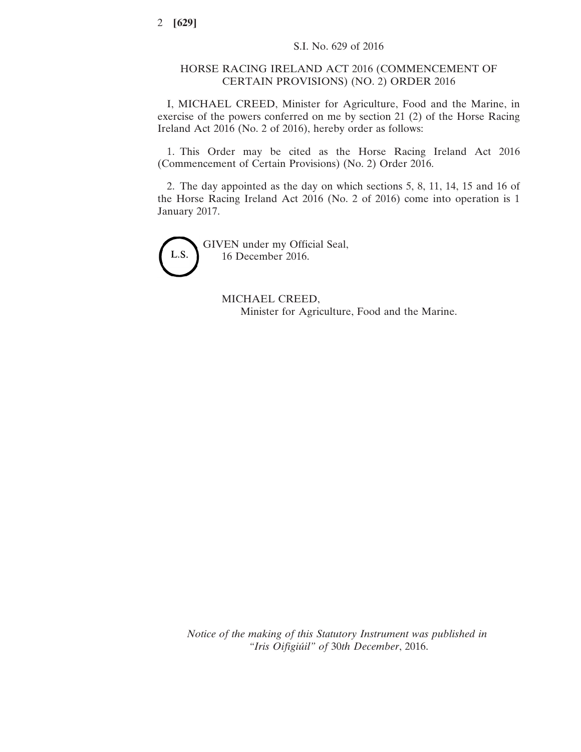S.I. No. 629 of 2016

## HORSE RACING IRELAND ACT 2016 (COMMENCEMENT OF CERTAIN PROVISIONS) (NO. 2) ORDER 2016

I, MICHAEL CREED, Minister for Agriculture, Food and the Marine, in exercise of the powers conferred on me by section 21 (2) of the Horse Racing Ireland Act 2016 (No. 2 of 2016), hereby order as follows:

1. This Order may be cited as the Horse Racing Ireland Act 2016 (Commencement of Certain Provisions) (No. 2) Order 2016.

2. The day appointed as the day on which sections 5, 8, 11, 14, 15 and 16 of the Horse Racing Ireland Act 2016 (No. 2 of 2016) come into operation is 1 January 2017.

L.S.

GIVEN under my Official Seal,
16 December 2016.

MICHAEL CREED,
Minister for Agriculture, Food and the Marine.

*Notice of the making of this Statutory Instrument was published in "Iris Oifigiúil" of* 30*th December*, 2016.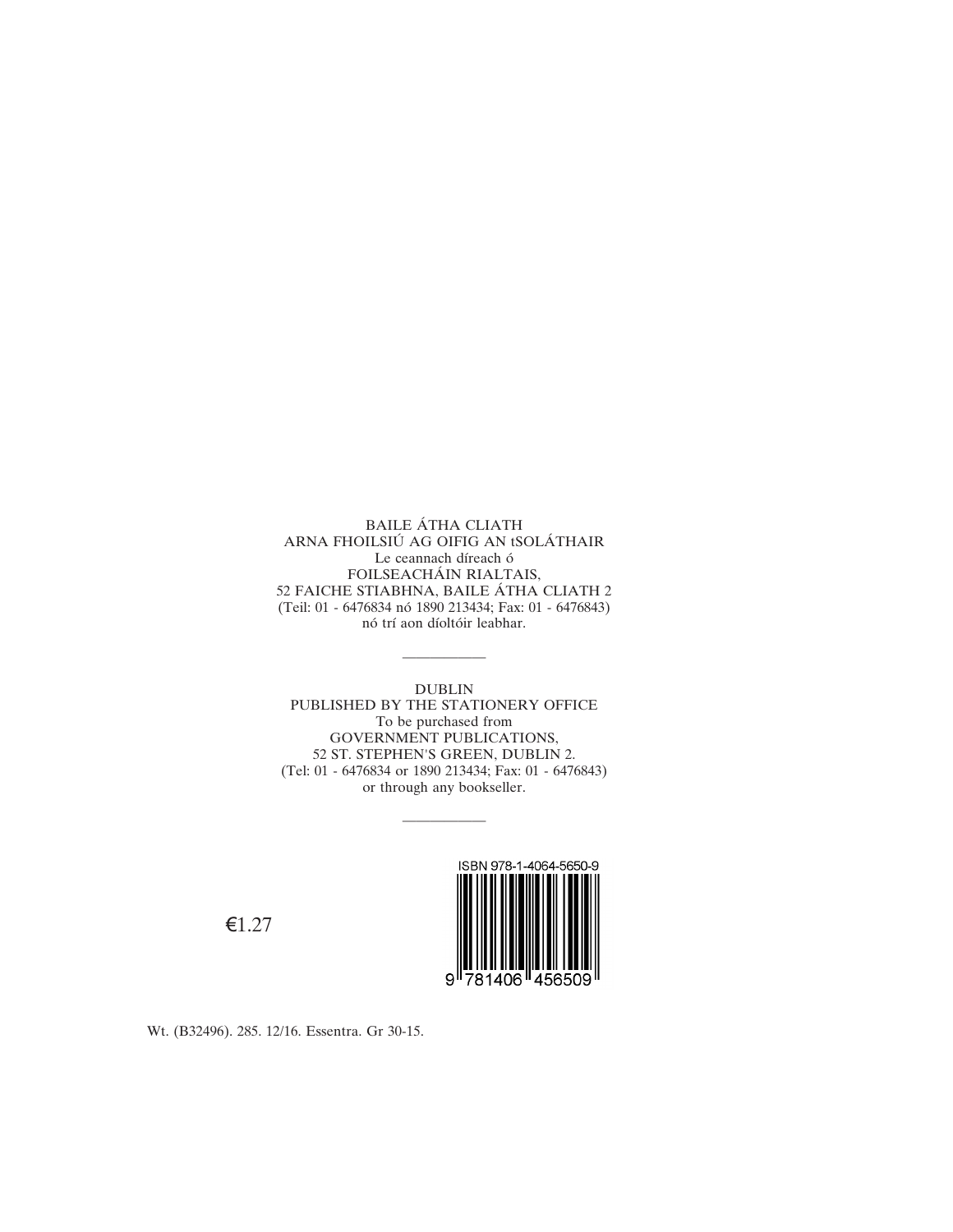BAILE ÁTHA CLIATH
ARNA FHOILSIÚ AG OIFIG AN tSOLÁTHAIR
Le ceannach díreach ó
FOILSEACHÁIN RIALTAIS,
52 FAICHE STIABHNA, BAILE ÁTHA CLIATH 2
(Teil: 01 - 6476834 nó 1890 213434; Fax: 01 - 6476843)
nó trí aon díoltóir leabhar.

---

DUBLIN
PUBLISHED BY THE STATIONERY OFFICE
To be purchased from
GOVERNMENT PUBLICATIONS,
52 ST. STEPHEN'S GREEN, DUBLIN 2.
(Tel: 01 - 6476834 or 1890 213434; Fax: 01 - 6476843)
or through any bookseller.

---

ISBN 978-1-4064-5650-9

9 781406 456509

€1.27

Wt. (B32496). 285. 12/16. Essentra. Gr 30-15.